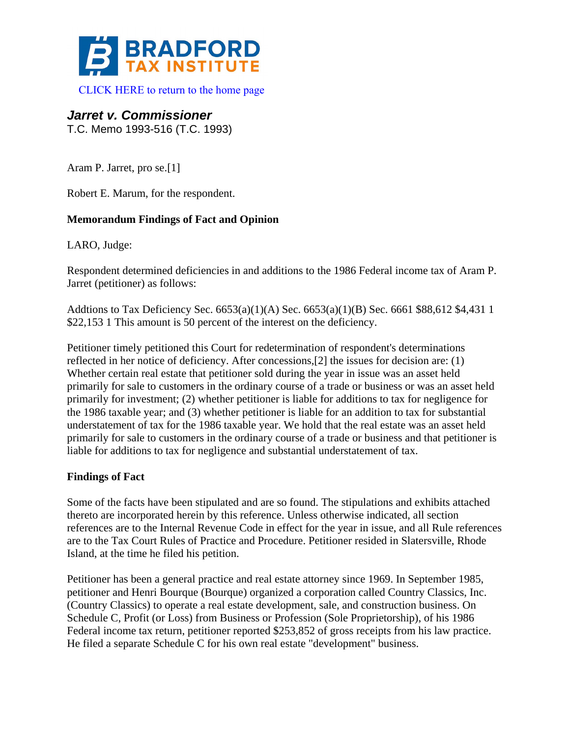BRADFORD TAX INSTITUTE

CLICK HERE to return to the home page

## *Jarret v. Commissioner*

T.C. Memo 1993-516 (T.C. 1993)

Aram P. Jarret, pro se.[1]

Robert E. Marum, for the respondent.

**Memorandum Findings of Fact and Opinion**

LARO, Judge:

Respondent determined deficiencies in and additions to the 1986 Federal income tax of Aram P. Jarret (petitioner) as follows:

Addtions to Tax Deficiency Sec. 6653(a)(1)(A) Sec. 6653(a)(1)(B) Sec. 6661 $88,612 $4,431 1 $22,153 1 This amount is 50 percent of the interest on the deficiency.

Petitioner timely petitioned this Court for redetermination of respondent's determinations reflected in her notice of deficiency. After concessions,[2] the issues for decision are: (1) Whether certain real estate that petitioner sold during the year in issue was an asset held primarily for sale to customers in the ordinary course of a trade or business or was an asset held primarily for investment; (2) whether petitioner is liable for additions to tax for negligence for the 1986 taxable year; and (3) whether petitioner is liable for an addition to tax for substantial understatement of tax for the 1986 taxable year. We hold that the real estate was an asset held primarily for sale to customers in the ordinary course of a trade or business and that petitioner is liable for additions to tax for negligence and substantial understatement of tax.

**Findings of Fact**

Some of the facts have been stipulated and are so found. The stipulations and exhibits attached thereto are incorporated herein by this reference. Unless otherwise indicated, all section references are to the Internal Revenue Code in effect for the year in issue, and all Rule references are to the Tax Court Rules of Practice and Procedure. Petitioner resided in Slatersville, Rhode Island, at the time he filed his petition.

Petitioner has been a general practice and real estate attorney since 1969. In September 1985, petitioner and Henri Bourque (Bourque) organized a corporation called Country Classics, Inc. (Country Classics) to operate a real estate development, sale, and construction business. On Schedule C, Profit (or Loss) from Business or Profession (Sole Proprietorship), of his 1986 Federal income tax return, petitioner reported $253,852 of gross receipts from his law practice. He filed a separate Schedule C for his own real estate "development" business.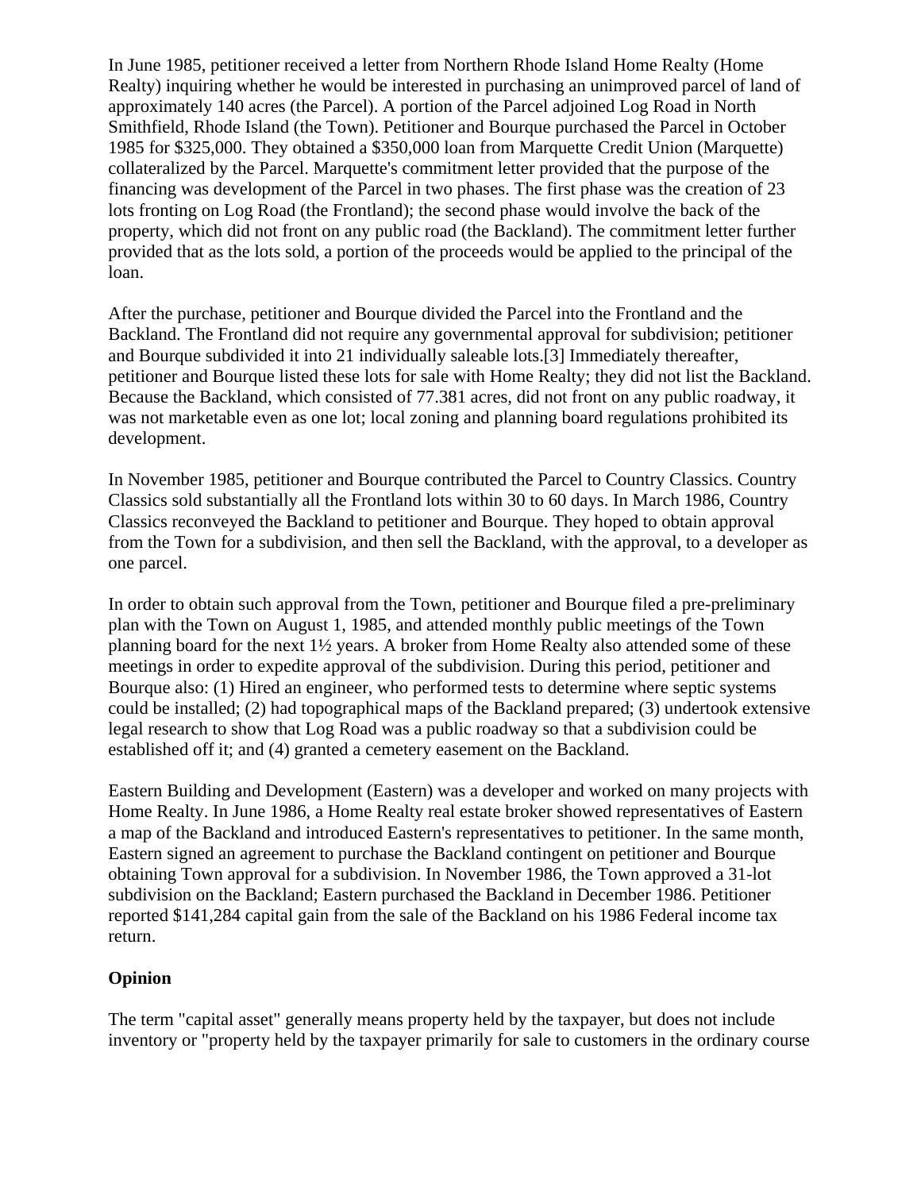In June 1985, petitioner received a letter from Northern Rhode Island Home Realty (Home Realty) inquiring whether he would be interested in purchasing an unimproved parcel of land of approximately 140 acres (the Parcel). A portion of the Parcel adjoined Log Road in North Smithfield, Rhode Island (the Town). Petitioner and Bourque purchased the Parcel in October 1985 for $325,000. They obtained a $350,000 loan from Marquette Credit Union (Marquette) collateralized by the Parcel. Marquette's commitment letter provided that the purpose of the financing was development of the Parcel in two phases. The first phase was the creation of 23 lots fronting on Log Road (the Frontland); the second phase would involve the back of the property, which did not front on any public road (the Backland). The commitment letter further provided that as the lots sold, a portion of the proceeds would be applied to the principal of the loan.

After the purchase, petitioner and Bourque divided the Parcel into the Frontland and the Backland. The Frontland did not require any governmental approval for subdivision; petitioner and Bourque subdivided it into 21 individually saleable lots.[3] Immediately thereafter, petitioner and Bourque listed these lots for sale with Home Realty; they did not list the Backland. Because the Backland, which consisted of 77.381 acres, did not front on any public roadway, it was not marketable even as one lot; local zoning and planning board regulations prohibited its development.

In November 1985, petitioner and Bourque contributed the Parcel to Country Classics. Country Classics sold substantially all the Frontland lots within 30 to 60 days. In March 1986, Country Classics reconveyed the Backland to petitioner and Bourque. They hoped to obtain approval from the Town for a subdivision, and then sell the Backland, with the approval, to a developer as one parcel.

In order to obtain such approval from the Town, petitioner and Bourque filed a pre-preliminary plan with the Town on August 1, 1985, and attended monthly public meetings of the Town planning board for the next 1½ years. A broker from Home Realty also attended some of these meetings in order to expedite approval of the subdivision. During this period, petitioner and Bourque also: (1) Hired an engineer, who performed tests to determine where septic systems could be installed; (2) had topographical maps of the Backland prepared; (3) undertook extensive legal research to show that Log Road was a public roadway so that a subdivision could be established off it; and (4) granted a cemetery easement on the Backland.

Eastern Building and Development (Eastern) was a developer and worked on many projects with Home Realty. In June 1986, a Home Realty real estate broker showed representatives of Eastern a map of the Backland and introduced Eastern's representatives to petitioner. In the same month, Eastern signed an agreement to purchase the Backland contingent on petitioner and Bourque obtaining Town approval for a subdivision. In November 1986, the Town approved a 31-lot subdivision on the Backland; Eastern purchased the Backland in December 1986. Petitioner reported $141,284 capital gain from the sale of the Backland on his 1986 Federal income tax return.

## Opinion

The term "capital asset" generally means property held by the taxpayer, but does not include inventory or "property held by the taxpayer primarily for sale to customers in the ordinary course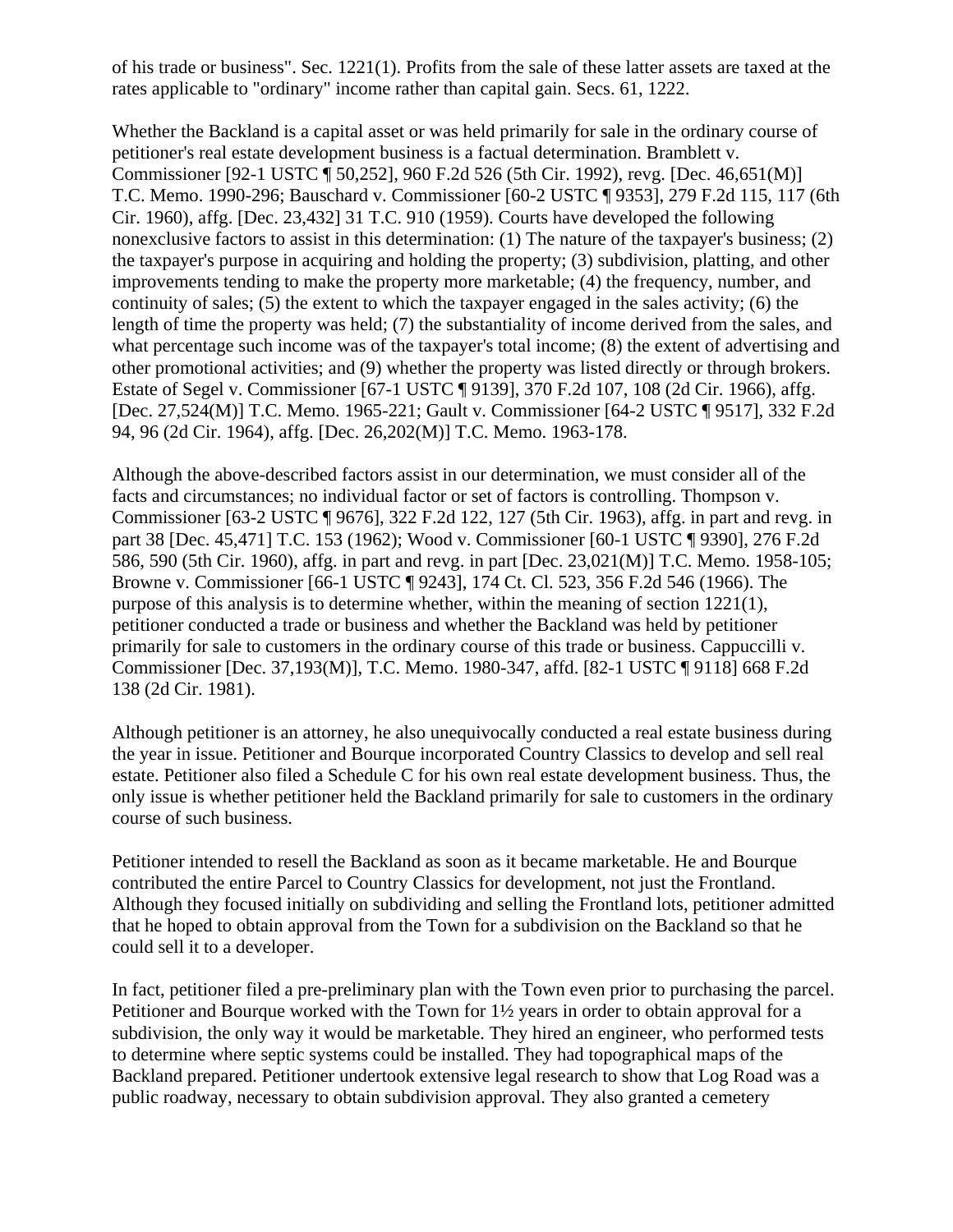of his trade or business". Sec. 1221(1). Profits from the sale of these latter assets are taxed at the rates applicable to "ordinary" income rather than capital gain. Secs. 61, 1222.

Whether the Backland is a capital asset or was held primarily for sale in the ordinary course of petitioner's real estate development business is a factual determination. Bramblett v. Commissioner [92-1 USTC ¶ 50,252], 960 F.2d 526 (5th Cir. 1992), revg. [Dec. 46,651(M)] T.C. Memo. 1990-296; Bauschard v. Commissioner [60-2 USTC ¶ 9353], 279 F.2d 115, 117 (6th Cir. 1960), affg. [Dec. 23,432] 31 T.C. 910 (1959). Courts have developed the following nonexclusive factors to assist in this determination: (1) The nature of the taxpayer's business; (2) the taxpayer's purpose in acquiring and holding the property; (3) subdivision, platting, and other improvements tending to make the property more marketable; (4) the frequency, number, and continuity of sales; (5) the extent to which the taxpayer engaged in the sales activity; (6) the length of time the property was held; (7) the substantiality of income derived from the sales, and what percentage such income was of the taxpayer's total income; (8) the extent of advertising and other promotional activities; and (9) whether the property was listed directly or through brokers. Estate of Segel v. Commissioner [67-1 USTC ¶ 9139], 370 F.2d 107, 108 (2d Cir. 1966), affg. [Dec. 27,524(M)] T.C. Memo. 1965-221; Gault v. Commissioner [64-2 USTC ¶ 9517], 332 F.2d 94, 96 (2d Cir. 1964), affg. [Dec. 26,202(M)] T.C. Memo. 1963-178.

Although the above-described factors assist in our determination, we must consider all of the facts and circumstances; no individual factor or set of factors is controlling. Thompson v. Commissioner [63-2 USTC ¶ 9676], 322 F.2d 122, 127 (5th Cir. 1963), affg. in part and revg. in part 38 [Dec. 45,471] T.C. 153 (1962); Wood v. Commissioner [60-1 USTC ¶ 9390], 276 F.2d 586, 590 (5th Cir. 1960), affg. in part and revg. in part [Dec. 23,021(M)] T.C. Memo. 1958-105; Browne v. Commissioner [66-1 USTC ¶ 9243], 174 Ct. Cl. 523, 356 F.2d 546 (1966). The purpose of this analysis is to determine whether, within the meaning of section 1221(1), petitioner conducted a trade or business and whether the Backland was held by petitioner primarily for sale to customers in the ordinary course of this trade or business. Cappuccilli v. Commissioner [Dec. 37,193(M)], T.C. Memo. 1980-347, affd. [82-1 USTC ¶ 9118] 668 F.2d 138 (2d Cir. 1981).

Although petitioner is an attorney, he also unequivocally conducted a real estate business during the year in issue. Petitioner and Bourque incorporated Country Classics to develop and sell real estate. Petitioner also filed a Schedule C for his own real estate development business. Thus, the only issue is whether petitioner held the Backland primarily for sale to customers in the ordinary course of such business.

Petitioner intended to resell the Backland as soon as it became marketable. He and Bourque contributed the entire Parcel to Country Classics for development, not just the Frontland. Although they focused initially on subdividing and selling the Frontland lots, petitioner admitted that he hoped to obtain approval from the Town for a subdivision on the Backland so that he could sell it to a developer.

In fact, petitioner filed a pre-preliminary plan with the Town even prior to purchasing the parcel. Petitioner and Bourque worked with the Town for 1½ years in order to obtain approval for a subdivision, the only way it would be marketable. They hired an engineer, who performed tests to determine where septic systems could be installed. They had topographical maps of the Backland prepared. Petitioner undertook extensive legal research to show that Log Road was a public roadway, necessary to obtain subdivision approval. They also granted a cemetery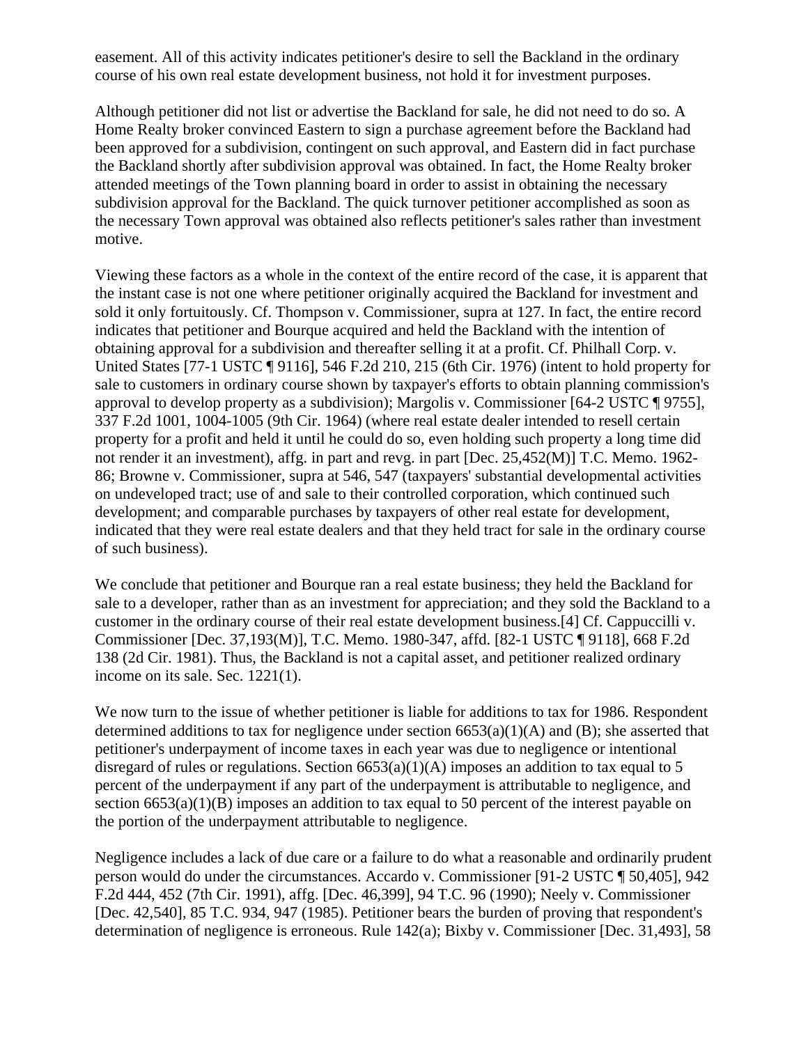easement. All of this activity indicates petitioner's desire to sell the Backland in the ordinary course of his own real estate development business, not hold it for investment purposes.

Although petitioner did not list or advertise the Backland for sale, he did not need to do so. A Home Realty broker convinced Eastern to sign a purchase agreement before the Backland had been approved for a subdivision, contingent on such approval, and Eastern did in fact purchase the Backland shortly after subdivision approval was obtained. In fact, the Home Realty broker attended meetings of the Town planning board in order to assist in obtaining the necessary subdivision approval for the Backland. The quick turnover petitioner accomplished as soon as the necessary Town approval was obtained also reflects petitioner's sales rather than investment motive.

Viewing these factors as a whole in the context of the entire record of the case, it is apparent that the instant case is not one where petitioner originally acquired the Backland for investment and sold it only fortuitously. Cf. Thompson v. Commissioner, supra at 127. In fact, the entire record indicates that petitioner and Bourque acquired and held the Backland with the intention of obtaining approval for a subdivision and thereafter selling it at a profit. Cf. Philhall Corp. v. United States [77-1 USTC ¶ 9116], 546 F.2d 210, 215 (6th Cir. 1976) (intent to hold property for sale to customers in ordinary course shown by taxpayer's efforts to obtain planning commission's approval to develop property as a subdivision); Margolis v. Commissioner [64-2 USTC ¶ 9755], 337 F.2d 1001, 1004-1005 (9th Cir. 1964) (where real estate dealer intended to resell certain property for a profit and held it until he could do so, even holding such property a long time did not render it an investment), affg. in part and revg. in part [Dec. 25,452(M)] T.C. Memo. 1962-86; Browne v. Commissioner, supra at 546, 547 (taxpayers' substantial developmental activities on undeveloped tract; use of and sale to their controlled corporation, which continued such development; and comparable purchases by taxpayers of other real estate for development, indicated that they were real estate dealers and that they held tract for sale in the ordinary course of such business).

We conclude that petitioner and Bourque ran a real estate business; they held the Backland for sale to a developer, rather than as an investment for appreciation; and they sold the Backland to a customer in the ordinary course of their real estate development business.[4] Cf. Cappuccilli v. Commissioner [Dec. 37,193(M)], T.C. Memo. 1980-347, affd. [82-1 USTC ¶ 9118], 668 F.2d 138 (2d Cir. 1981). Thus, the Backland is not a capital asset, and petitioner realized ordinary income on its sale. Sec. 1221(1).

We now turn to the issue of whether petitioner is liable for additions to tax for 1986. Respondent determined additions to tax for negligence under section 6653(a)(1)(A) and (B); she asserted that petitioner's underpayment of income taxes in each year was due to negligence or intentional disregard of rules or regulations. Section 6653(a)(1)(A) imposes an addition to tax equal to 5 percent of the underpayment if any part of the underpayment is attributable to negligence, and section 6653(a)(1)(B) imposes an addition to tax equal to 50 percent of the interest payable on the portion of the underpayment attributable to negligence.

Negligence includes a lack of due care or a failure to do what a reasonable and ordinarily prudent person would do under the circumstances. Accardo v. Commissioner [91-2 USTC ¶ 50,405], 942 F.2d 444, 452 (7th Cir. 1991), affg. [Dec. 46,399], 94 T.C. 96 (1990); Neely v. Commissioner [Dec. 42,540], 85 T.C. 934, 947 (1985). Petitioner bears the burden of proving that respondent's determination of negligence is erroneous. Rule 142(a); Bixby v. Commissioner [Dec. 31,493], 58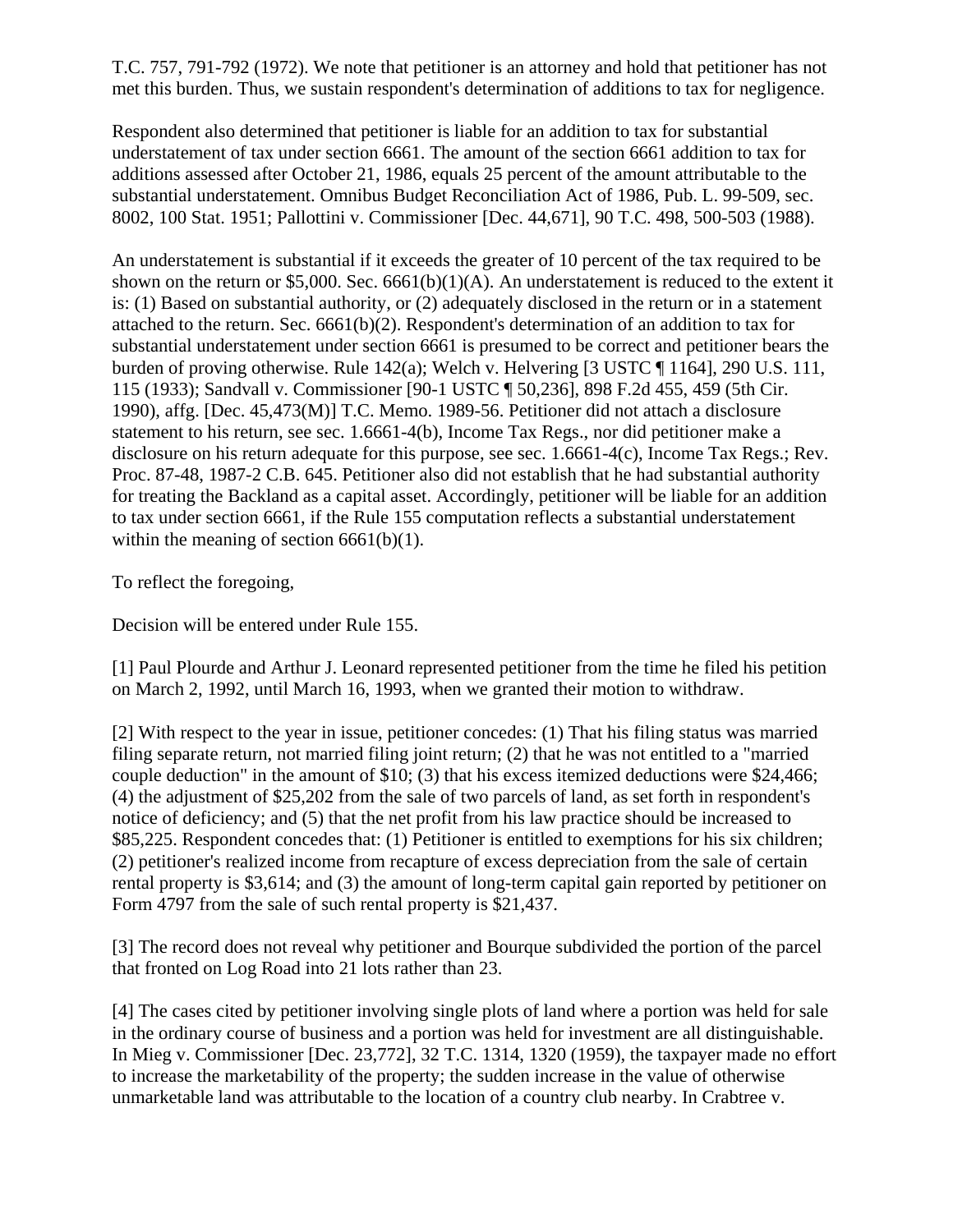T.C. 757, 791-792 (1972). We note that petitioner is an attorney and hold that petitioner has not met this burden. Thus, we sustain respondent's determination of additions to tax for negligence.

Respondent also determined that petitioner is liable for an addition to tax for substantial understatement of tax under section 6661. The amount of the section 6661 addition to tax for additions assessed after October 21, 1986, equals 25 percent of the amount attributable to the substantial understatement. Omnibus Budget Reconciliation Act of 1986, Pub. L. 99-509, sec. 8002, 100 Stat. 1951; Pallottini v. Commissioner [Dec. 44,671], 90 T.C. 498, 500-503 (1988).

An understatement is substantial if it exceeds the greater of 10 percent of the tax required to be shown on the return or $5,000. Sec. 6661(b)(1)(A). An understatement is reduced to the extent it is: (1) Based on substantial authority, or (2) adequately disclosed in the return or in a statement attached to the return. Sec. 6661(b)(2). Respondent's determination of an addition to tax for substantial understatement under section 6661 is presumed to be correct and petitioner bears the burden of proving otherwise. Rule 142(a); Welch v. Helvering [3 USTC ¶ 1164], 290 U.S. 111, 115 (1933); Sandvall v. Commissioner [90-1 USTC ¶ 50,236], 898 F.2d 455, 459 (5th Cir. 1990), affg. [Dec. 45,473(M)] T.C. Memo. 1989-56. Petitioner did not attach a disclosure statement to his return, see sec. 1.6661-4(b), Income Tax Regs., nor did petitioner make a disclosure on his return adequate for this purpose, see sec. 1.6661-4(c), Income Tax Regs.; Rev. Proc. 87-48, 1987-2 C.B. 645. Petitioner also did not establish that he had substantial authority for treating the Backland as a capital asset. Accordingly, petitioner will be liable for an addition to tax under section 6661, if the Rule 155 computation reflects a substantial understatement within the meaning of section 6661(b)(1).

To reflect the foregoing,

Decision will be entered under Rule 155.

[1] Paul Plourde and Arthur J. Leonard represented petitioner from the time he filed his petition on March 2, 1992, until March 16, 1993, when we granted their motion to withdraw.

[2] With respect to the year in issue, petitioner concedes: (1) That his filing status was married filing separate return, not married filing joint return; (2) that he was not entitled to a "married couple deduction" in the amount of $10; (3) that his excess itemized deductions were $24,466; (4) the adjustment of $25,202 from the sale of two parcels of land, as set forth in respondent's notice of deficiency; and (5) that the net profit from his law practice should be increased to $85,225. Respondent concedes that: (1) Petitioner is entitled to exemptions for his six children; (2) petitioner's realized income from recapture of excess depreciation from the sale of certain rental property is $3,614; and (3) the amount of long-term capital gain reported by petitioner on Form 4797 from the sale of such rental property is $21,437.

[3] The record does not reveal why petitioner and Bourque subdivided the portion of the parcel that fronted on Log Road into 21 lots rather than 23.

[4] The cases cited by petitioner involving single plots of land where a portion was held for sale in the ordinary course of business and a portion was held for investment are all distinguishable. In Mieg v. Commissioner [Dec. 23,772], 32 T.C. 1314, 1320 (1959), the taxpayer made no effort to increase the marketability of the property; the sudden increase in the value of otherwise unmarketable land was attributable to the location of a country club nearby. In Crabtree v.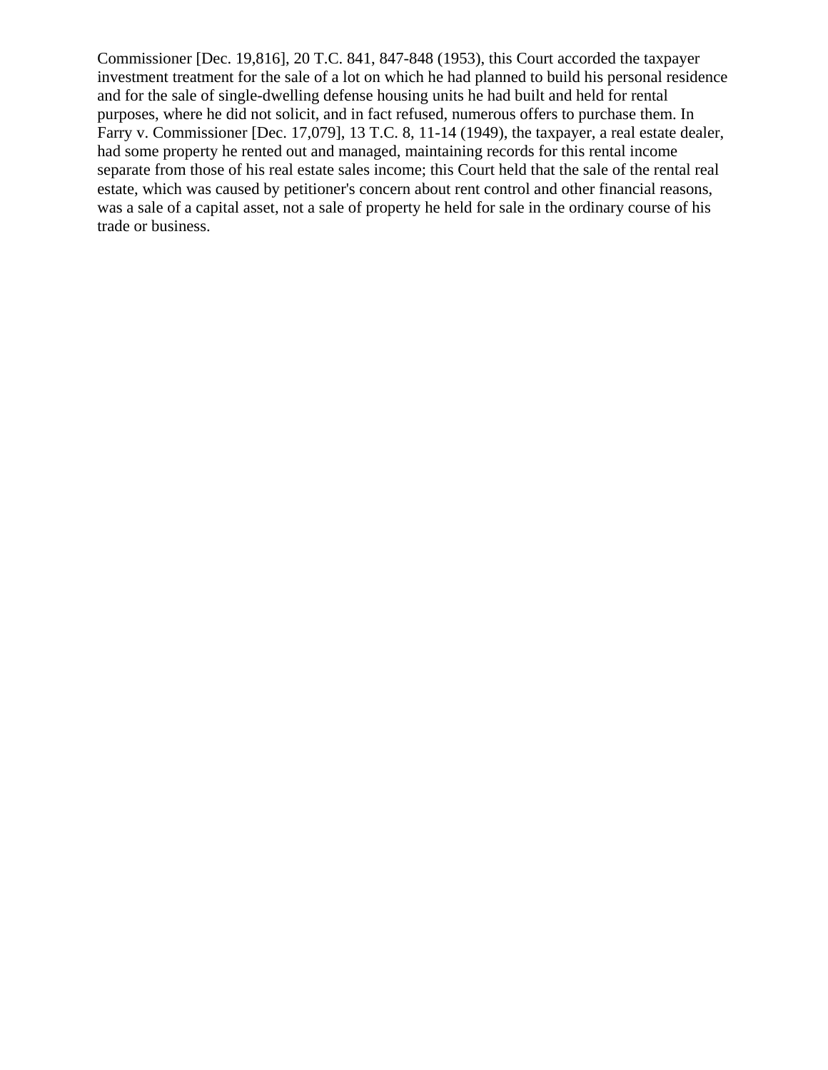Commissioner [Dec. 19,816], 20 T.C. 841, 847-848 (1953), this Court accorded the taxpayer investment treatment for the sale of a lot on which he had planned to build his personal residence and for the sale of single-dwelling defense housing units he had built and held for rental purposes, where he did not solicit, and in fact refused, numerous offers to purchase them. In Farry v. Commissioner [Dec. 17,079], 13 T.C. 8, 11-14 (1949), the taxpayer, a real estate dealer, had some property he rented out and managed, maintaining records for this rental income separate from those of his real estate sales income; this Court held that the sale of the rental real estate, which was caused by petitioner's concern about rent control and other financial reasons, was a sale of a capital asset, not a sale of property he held for sale in the ordinary course of his trade or business.